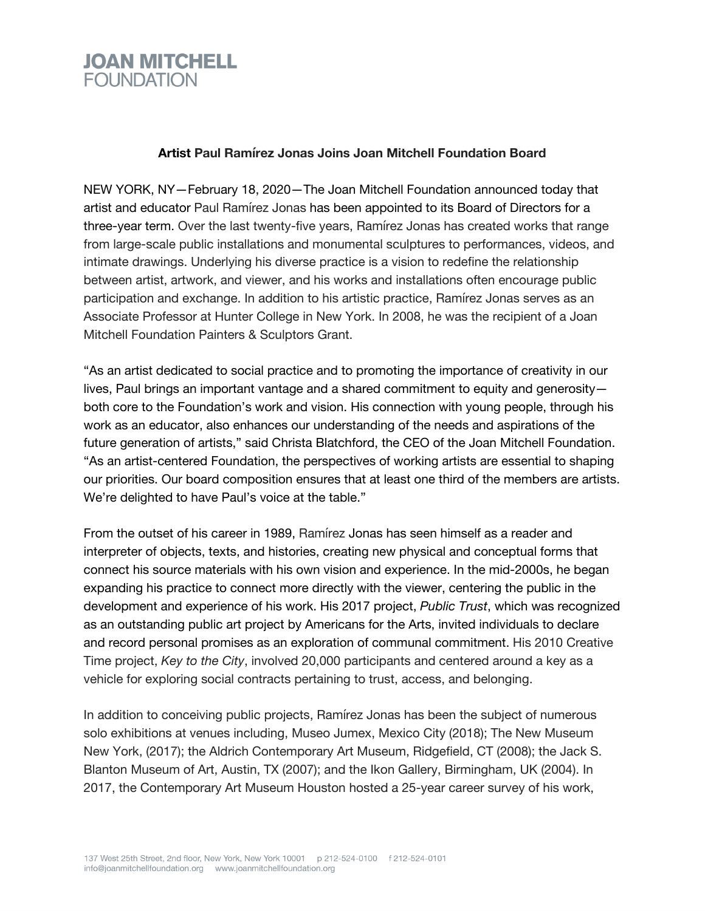# JOAN MITCHELL FOUNDATION

**Artist Paul Ramírez Jonas Joins Joan Mitchell Foundation Board**

NEW YORK, NY—February 18, 2020—The Joan Mitchell Foundation announced today that artist and educator Paul Ramírez Jonas has been appointed to its Board of Directors for a three-year term. Over the last twenty-five years, Ramírez Jonas has created works that range from large-scale public installations and monumental sculptures to performances, videos, and intimate drawings. Underlying his diverse practice is a vision to redefine the relationship between artist, artwork, and viewer, and his works and installations often encourage public participation and exchange. In addition to his artistic practice, Ramírez Jonas serves as an Associate Professor at Hunter College in New York. In 2008, he was the recipient of a Joan Mitchell Foundation Painters & Sculptors Grant.

"As an artist dedicated to social practice and to promoting the importance of creativity in our lives, Paul brings an important vantage and a shared commitment to equity and generosity—both core to the Foundation's work and vision. His connection with young people, through his work as an educator, also enhances our understanding of the needs and aspirations of the future generation of artists," said Christa Blatchford, the CEO of the Joan Mitchell Foundation. "As an artist-centered Foundation, the perspectives of working artists are essential to shaping our priorities. Our board composition ensures that at least one third of the members are artists. We're delighted to have Paul's voice at the table."

From the outset of his career in 1989, Ramírez Jonas has seen himself as a reader and interpreter of objects, texts, and histories, creating new physical and conceptual forms that connect his source materials with his own vision and experience. In the mid-2000s, he began expanding his practice to connect more directly with the viewer, centering the public in the development and experience of his work. His 2017 project, *Public Trust*, which was recognized as an outstanding public art project by Americans for the Arts, invited individuals to declare and record personal promises as an exploration of communal commitment. His 2010 Creative Time project, *Key to the City*, involved 20,000 participants and centered around a key as a vehicle for exploring social contracts pertaining to trust, access, and belonging.

In addition to conceiving public projects, Ramírez Jonas has been the subject of numerous solo exhibitions at venues including, Museo Jumex, Mexico City (2018); The New Museum New York, (2017); the Aldrich Contemporary Art Museum, Ridgefield, CT (2008); the Jack S. Blanton Museum of Art, Austin, TX (2007); and the Ikon Gallery, Birmingham, UK (2004). In 2017, the Contemporary Art Museum Houston hosted a 25-year career survey of his work,

137 West 25th Street, 2nd floor, New York, New York 10001 p 212-524-0100 f 212-524-0101
info@joanmitchellfoundation.org www.joanmitchellfoundation.org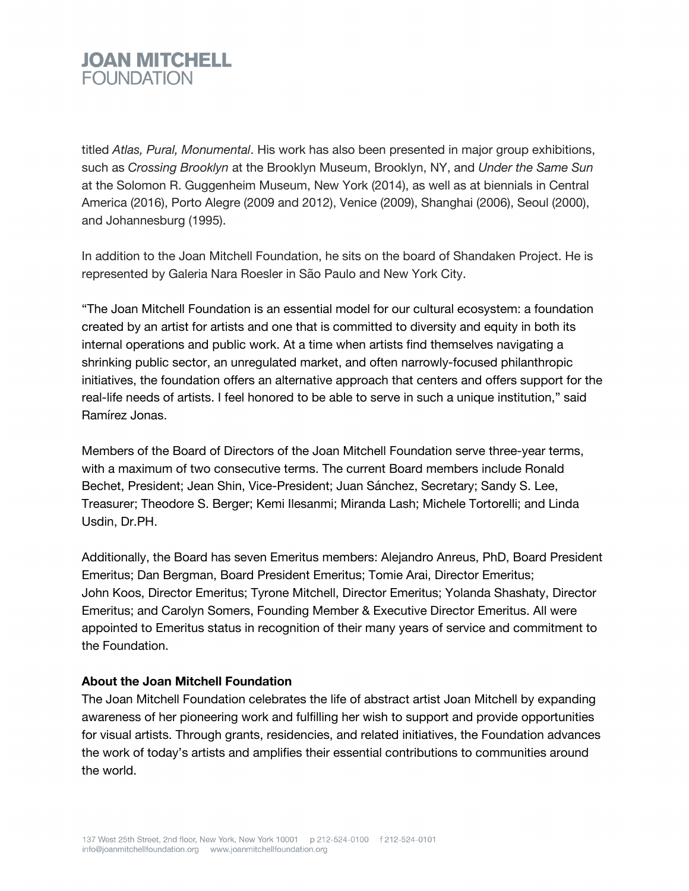titled *Atlas, Pural, Monumental*. His work has also been presented in major group exhibitions, such as *Crossing Brooklyn* at the Brooklyn Museum, Brooklyn, NY, and *Under the Same Sun* at the Solomon R. Guggenheim Museum, New York (2014), as well as at biennials in Central America (2016), Porto Alegre (2009 and 2012), Venice (2009), Shanghai (2006), Seoul (2000), and Johannesburg (1995).

In addition to the Joan Mitchell Foundation, he sits on the board of Shandaken Project. He is represented by Galeria Nara Roesler in São Paulo and New York City.

"The Joan Mitchell Foundation is an essential model for our cultural ecosystem: a foundation created by an artist for artists and one that is committed to diversity and equity in both its internal operations and public work. At a time when artists find themselves navigating a shrinking public sector, an unregulated market, and often narrowly-focused philanthropic initiatives, the foundation offers an alternative approach that centers and offers support for the real-life needs of artists. I feel honored to be able to serve in such a unique institution," said Ramírez Jonas.

Members of the Board of Directors of the Joan Mitchell Foundation serve three-year terms, with a maximum of two consecutive terms. The current Board members include Ronald Bechet, President; Jean Shin, Vice-President; Juan Sánchez, Secretary; Sandy S. Lee, Treasurer; Theodore S. Berger; Kemi Ilesanmi; Miranda Lash; Michele Tortorelli; and Linda Usdin, Dr.PH.

Additionally, the Board has seven Emeritus members: Alejandro Anreus, PhD, Board President Emeritus; Dan Bergman, Board President Emeritus; Tomie Arai, Director Emeritus; John Koos, Director Emeritus; Tyrone Mitchell, Director Emeritus; Yolanda Shashaty, Director Emeritus; and Carolyn Somers, Founding Member & Executive Director Emeritus. All were appointed to Emeritus status in recognition of their many years of service and commitment to the Foundation.

**About the Joan Mitchell Foundation**
The Joan Mitchell Foundation celebrates the life of abstract artist Joan Mitchell by expanding awareness of her pioneering work and fulfilling her wish to support and provide opportunities for visual artists. Through grants, residencies, and related initiatives, the Foundation advances the work of today's artists and amplifies their essential contributions to communities around the world.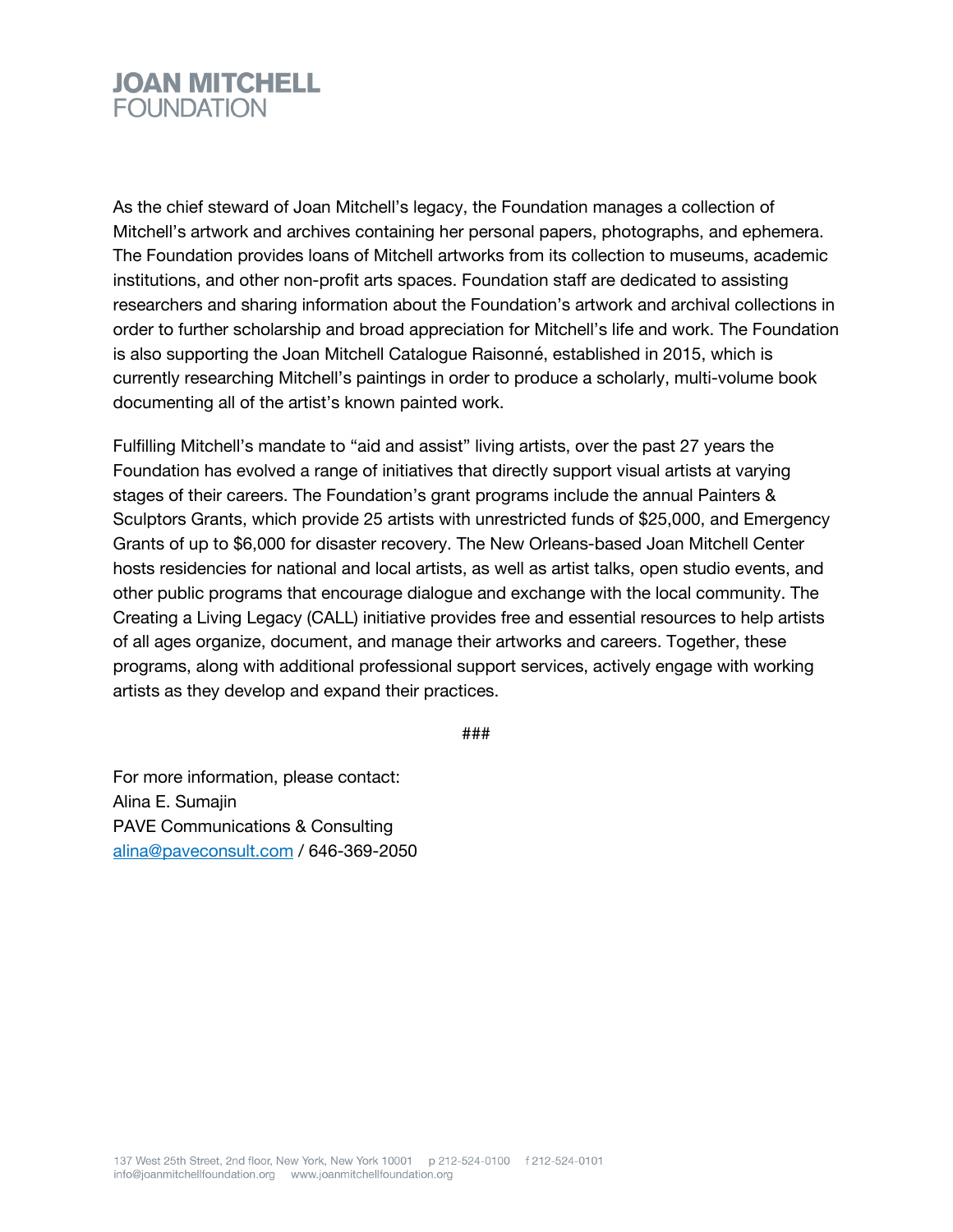As the chief steward of Joan Mitchell's legacy, the Foundation manages a collection of Mitchell's artwork and archives containing her personal papers, photographs, and ephemera. The Foundation provides loans of Mitchell artworks from its collection to museums, academic institutions, and other non-profit arts spaces. Foundation staff are dedicated to assisting researchers and sharing information about the Foundation's artwork and archival collections in order to further scholarship and broad appreciation for Mitchell's life and work. The Foundation is also supporting the Joan Mitchell Catalogue Raisonné, established in 2015, which is currently researching Mitchell's paintings in order to produce a scholarly, multi-volume book documenting all of the artist's known painted work.

Fulfilling Mitchell's mandate to "aid and assist" living artists, over the past 27 years the Foundation has evolved a range of initiatives that directly support visual artists at varying stages of their careers. The Foundation's grant programs include the annual Painters & Sculptors Grants, which provide 25 artists with unrestricted funds of $25,000, and Emergency Grants of up to $6,000 for disaster recovery. The New Orleans-based Joan Mitchell Center hosts residencies for national and local artists, as well as artist talks, open studio events, and other public programs that encourage dialogue and exchange with the local community. The Creating a Living Legacy (CALL) initiative provides free and essential resources to help artists of all ages organize, document, and manage their artworks and careers. Together, these programs, along with additional professional support services, actively engage with working artists as they develop and expand their practices.

###

For more information, please contact:
Alina E. Sumajin
PAVE Communications & Consulting
alina@paveconsult.com / 646-369-2050